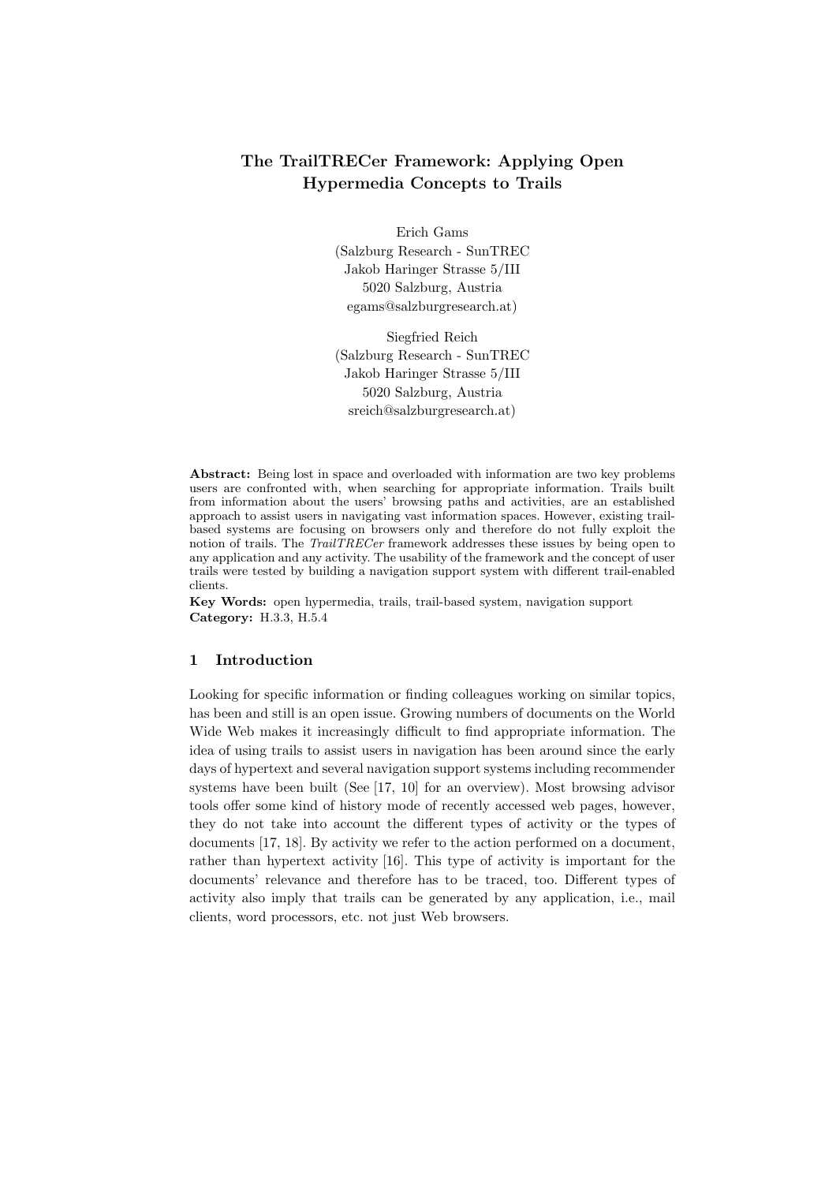# The TrailTRECer Framework: Applying Open Hypermedia Concepts to Trails

Erich Gams
(Salzburg Research - SunTREC
Jakob Haringer Strasse 5/III
5020 Salzburg, Austria
egams@salzburgresearch.at)

Siegfried Reich
(Salzburg Research - SunTREC
Jakob Haringer Strasse 5/III
5020 Salzburg, Austria
sreich@salzburgresearch.at)

**Abstract:** Being lost in space and overloaded with information are two key problems users are confronted with, when searching for appropriate information. Trails built from information about the users' browsing paths and activities, are an established approach to assist users in navigating vast information spaces. However, existing trail-based systems are focusing on browsers only and therefore do not fully exploit the notion of trails. The *TrailTRECer* framework addresses these issues by being open to any application and any activity. The usability of the framework and the concept of user trails were tested by building a navigation support system with different trail-enabled clients.

**Key Words:** open hypermedia, trails, trail-based system, navigation support

**Category:** H.3.3, H.5.4

## 1 Introduction

Looking for specific information or finding colleagues working on similar topics, has been and still is an open issue. Growing numbers of documents on the World Wide Web makes it increasingly difficult to find appropriate information. The idea of using trails to assist users in navigation has been around since the early days of hypertext and several navigation support systems including recommender systems have been built (See [17, 10] for an overview). Most browsing advisor tools offer some kind of history mode of recently accessed web pages, however, they do not take into account the different types of activity or the types of documents [17, 18]. By activity we refer to the action performed on a document, rather than hypertext activity [16]. This type of activity is important for the documents' relevance and therefore has to be traced, too. Different types of activity also imply that trails can be generated by any application, i.e., mail clients, word processors, etc. not just Web browsers.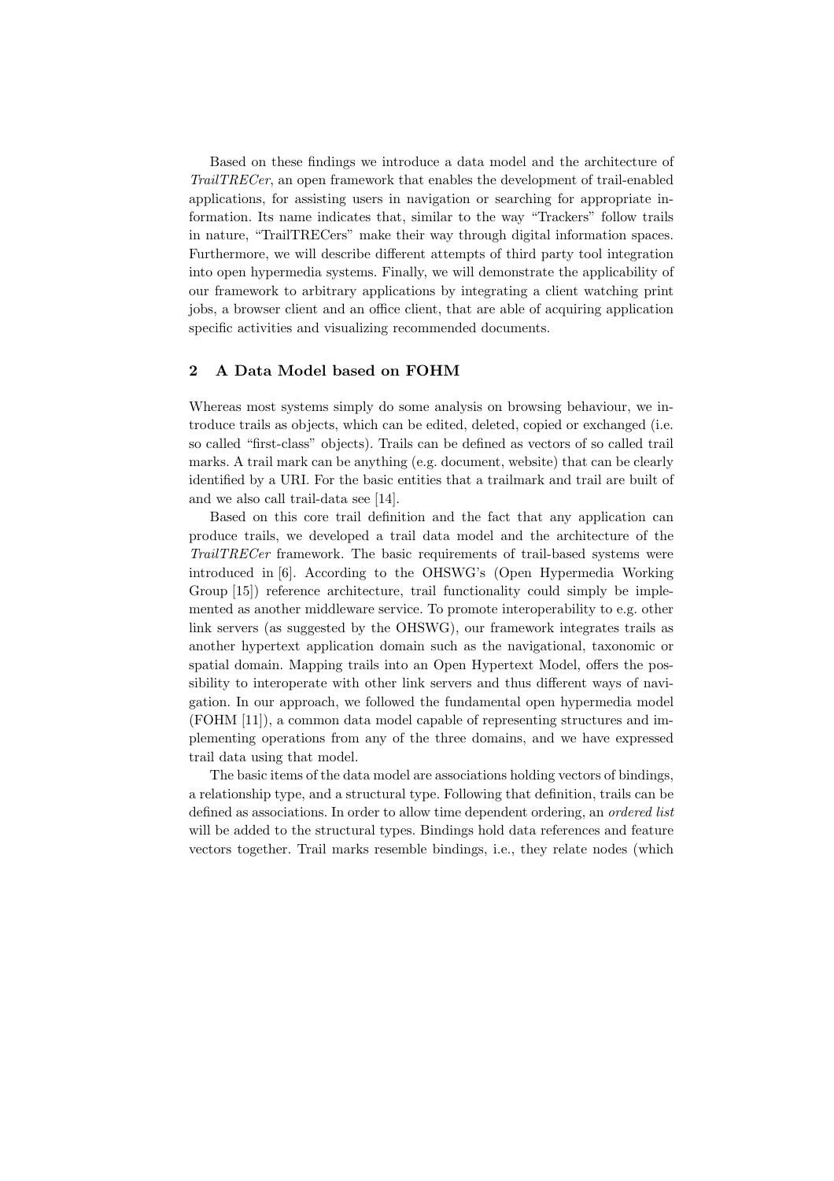Based on these findings we introduce a data model and the architecture of *TrailTRECer*, an open framework that enables the development of trail-enabled applications, for assisting users in navigation or searching for appropriate information. Its name indicates that, similar to the way "Trackers" follow trails in nature, "TrailTRECers" make their way through digital information spaces. Furthermore, we will describe different attempts of third party tool integration into open hypermedia systems. Finally, we will demonstrate the applicability of our framework to arbitrary applications by integrating a client watching print jobs, a browser client and an office client, that are able of acquiring application specific activities and visualizing recommended documents.

## 2 A Data Model based on FOHM

Whereas most systems simply do some analysis on browsing behaviour, we introduce trails as objects, which can be edited, deleted, copied or exchanged (i.e. so called "first-class" objects). Trails can be defined as vectors of so called trail marks. A trail mark can be anything (e.g. document, website) that can be clearly identified by a URI. For the basic entities that a trailmark and trail are built of and we also call trail-data see [14].

Based on this core trail definition and the fact that any application can produce trails, we developed a trail data model and the architecture of the *TrailTRECer* framework. The basic requirements of trail-based systems were introduced in [6]. According to the OHSWG's (Open Hypermedia Working Group [15]) reference architecture, trail functionality could simply be implemented as another middleware service. To promote interoperability to e.g. other link servers (as suggested by the OHSWG), our framework integrates trails as another hypertext application domain such as the navigational, taxonomic or spatial domain. Mapping trails into an Open Hypertext Model, offers the possibility to interoperate with other link servers and thus different ways of navigation. In our approach, we followed the fundamental open hypermedia model (FOHM [11]), a common data model capable of representing structures and implementing operations from any of the three domains, and we have expressed trail data using that model.

The basic items of the data model are associations holding vectors of bindings, a relationship type, and a structural type. Following that definition, trails can be defined as associations. In order to allow time dependent ordering, an *ordered list* will be added to the structural types. Bindings hold data references and feature vectors together. Trail marks resemble bindings, i.e., they relate nodes (which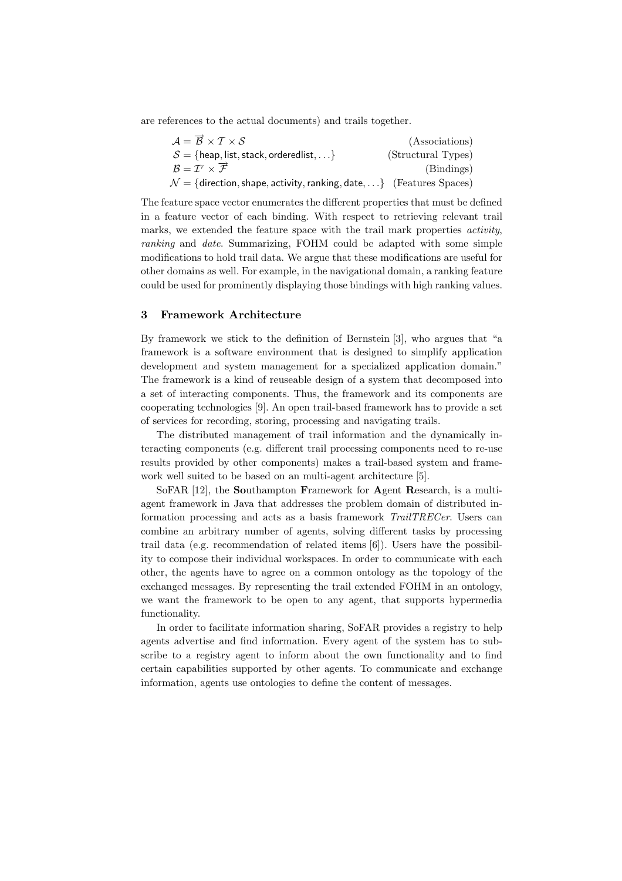are references to the actual documents) and trails together.

$$
\begin{aligned}
\mathcal{A} &= \overrightarrow{\mathcal{B}} \times \mathcal{T} \times \mathcal{S} && \text{(Associations)}\\
\mathcal{S} &= \{\mathsf{heap}, \mathsf{list}, \mathsf{stack}, \mathsf{orderedlist}, \ldots\} && \text{(Structural Types)}\\
\mathcal{B} &= \mathcal{I}^r \times \overrightarrow{\mathcal{F}} && \text{(Bindings)}\\
\mathcal{N} &= \{\mathsf{direction}, \mathsf{shape}, \mathsf{activity}, \mathsf{ranking}, \mathsf{date}, \ldots\} && \text{(Features Spaces)}
\end{aligned}
$$

The feature space vector enumerates the different properties that must be defined in a feature vector of each binding. With respect to retrieving relevant trail marks, we extended the feature space with the trail mark properties *activity*, *ranking* and *date*. Summarizing, FOHM could be adapted with some simple modifications to hold trail data. We argue that these modifications are useful for other domains as well. For example, in the navigational domain, a ranking feature could be used for prominently displaying those bindings with high ranking values.

## 3 Framework Architecture

By framework we stick to the definition of Bernstein [3], who argues that "a framework is a software environment that is designed to simplify application development and system management for a specialized application domain." The framework is a kind of reuseable design of a system that decomposed into a set of interacting components. Thus, the framework and its components are cooperating technologies [9]. An open trail-based framework has to provide a set of services for recording, storing, processing and navigating trails.

The distributed management of trail information and the dynamically interacting components (e.g. different trail processing components need to re-use results provided by other components) makes a trail-based system and framework well suited to be based on an multi-agent architecture [5].

SoFAR [12], the **So**uthampton **F**ramework for **A**gent **R**esearch, is a multi-agent framework in Java that addresses the problem domain of distributed information processing and acts as a basis framework *TrailTRECer*. Users can combine an arbitrary number of agents, solving different tasks by processing trail data (e.g. recommendation of related items [6]). Users have the possibility to compose their individual workspaces. In order to communicate with each other, the agents have to agree on a common ontology as the topology of the exchanged messages. By representing the trail extended FOHM in an ontology, we want the framework to be open to any agent, that supports hypermedia functionality.

In order to facilitate information sharing, SoFAR provides a registry to help agents advertise and find information. Every agent of the system has to subscribe to a registry agent to inform about the own functionality and to find certain capabilities supported by other agents. To communicate and exchange information, agents use ontologies to define the content of messages.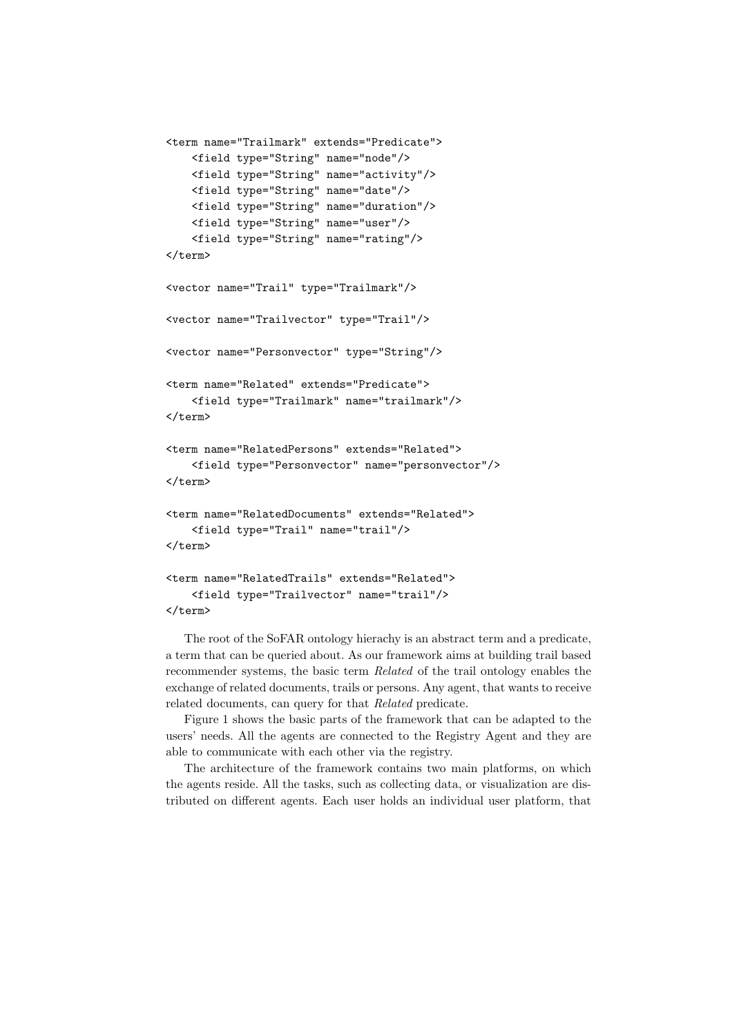```
<term name="Trailmark" extends="Predicate">
    <field type="String" name="node"/>
    <field type="String" name="activity"/>
    <field type="String" name="date"/>
    <field type="String" name="duration"/>
    <field type="String" name="user"/>
    <field type="String" name="rating"/>
</term>

<vector name="Trail" type="Trailmark"/>

<vector name="Trailvector" type="Trail"/>

<vector name="Personvector" type="String"/>

<term name="Related" extends="Predicate">
    <field type="Trailmark" name="trailmark"/>
</term>

<term name="RelatedPersons" extends="Related">
    <field type="Personvector" name="personvector"/>
</term>

<term name="RelatedDocuments" extends="Related">
    <field type="Trail" name="trail"/>
</term>

<term name="RelatedTrails" extends="Related">
    <field type="Trailvector" name="trail"/>
</term>
```

The root of the SoFAR ontology hierachy is an abstract term and a predicate, a term that can be queried about. As our framework aims at building trail based recommender systems, the basic term *Related* of the trail ontology enables the exchange of related documents, trails or persons. Any agent, that wants to receive related documents, can query for that *Related* predicate.

Figure 1 shows the basic parts of the framework that can be adapted to the users' needs. All the agents are connected to the Registry Agent and they are able to communicate with each other via the registry.

The architecture of the framework contains two main platforms, on which the agents reside. All the tasks, such as collecting data, or visualization are distributed on different agents. Each user holds an individual user platform, that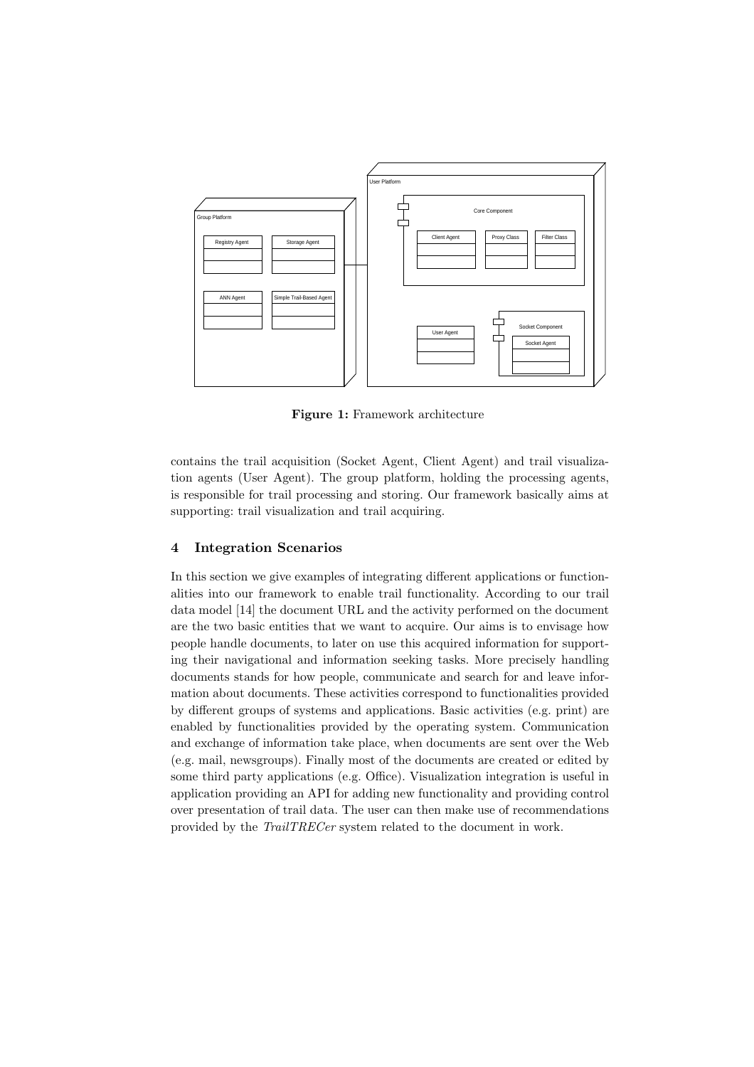Figure 1: Framework architecture

contains the trail acquisition (Socket Agent, Client Agent) and trail visualization agents (User Agent). The group platform, holding the processing agents, is responsible for trail processing and storing. Our framework basically aims at supporting: trail visualization and trail acquiring.

## 4 Integration Scenarios

In this section we give examples of integrating different applications or functionalities into our framework to enable trail functionality. According to our trail data model [14] the document URL and the activity performed on the document are the two basic entities that we want to acquire. Our aims is to envisage how people handle documents, to later on use this acquired information for supporting their navigational and information seeking tasks. More precisely handling documents stands for how people, communicate and search for and leave information about documents. These activities correspond to functionalities provided by different groups of systems and applications. Basic activities (e.g. print) are enabled by functionalities provided by the operating system. Communication and exchange of information take place, when documents are sent over the Web (e.g. mail, newsgroups). Finally most of the documents are created or edited by some third party applications (e.g. Office). Visualization integration is useful in application providing an API for adding new functionality and providing control over presentation of trail data. The user can then make use of recommendations provided by the *TrailTRECer* system related to the document in work.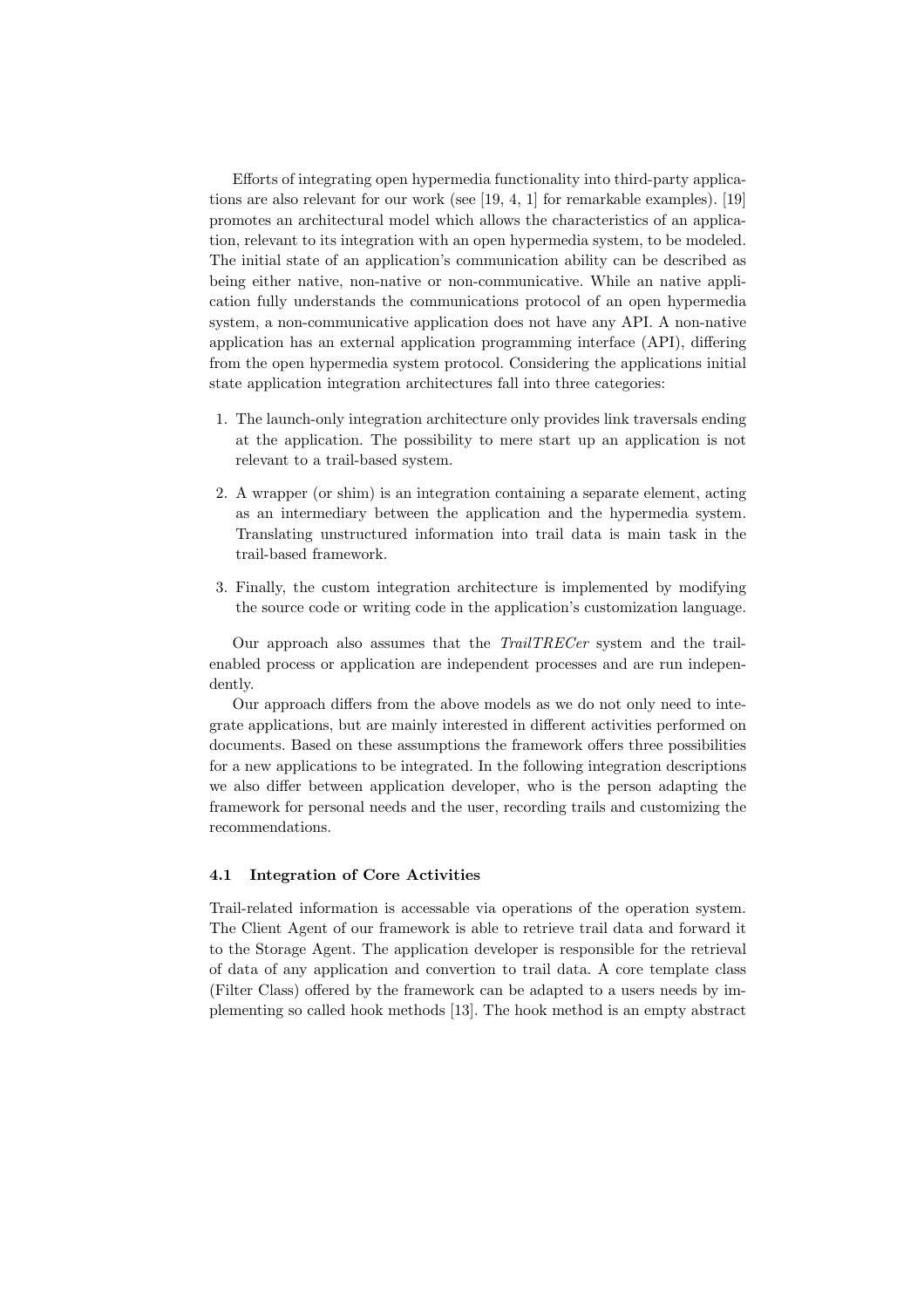Efforts of integrating open hypermedia functionality into third-party applications are also relevant for our work (see [19, 4, 1] for remarkable examples). [19] promotes an architectural model which allows the characteristics of an application, relevant to its integration with an open hypermedia system, to be modeled. The initial state of an application's communication ability can be described as being either native, non-native or non-communicative. While an native application fully understands the communications protocol of an open hypermedia system, a non-communicative application does not have any API. A non-native application has an external application programming interface (API), differing from the open hypermedia system protocol. Considering the applications initial state application integration architectures fall into three categories:

1. The launch-only integration architecture only provides link traversals ending at the application. The possibility to mere start up an application is not relevant to a trail-based system.
2. A wrapper (or shim) is an integration containing a separate element, acting as an intermediary between the application and the hypermedia system. Translating unstructured information into trail data is main task in the trail-based framework.
3. Finally, the custom integration architecture is implemented by modifying the source code or writing code in the application's customization language.

Our approach also assumes that the *TrailTRECer* system and the trail-enabled process or application are independent processes and are run independently.

Our approach differs from the above models as we do not only need to integrate applications, but are mainly interested in different activities performed on documents. Based on these assumptions the framework offers three possibilities for a new applications to be integrated. In the following integration descriptions we also differ between application developer, who is the person adapting the framework for personal needs and the user, recording trails and customizing the recommendations.

### 4.1 Integration of Core Activities

Trail-related information is accessable via operations of the operation system. The Client Agent of our framework is able to retrieve trail data and forward it to the Storage Agent. The application developer is responsible for the retrieval of data of any application and convertion to trail data. A core template class (Filter Class) offered by the framework can be adapted to a users needs by implementing so called hook methods [13]. The hook method is an empty abstract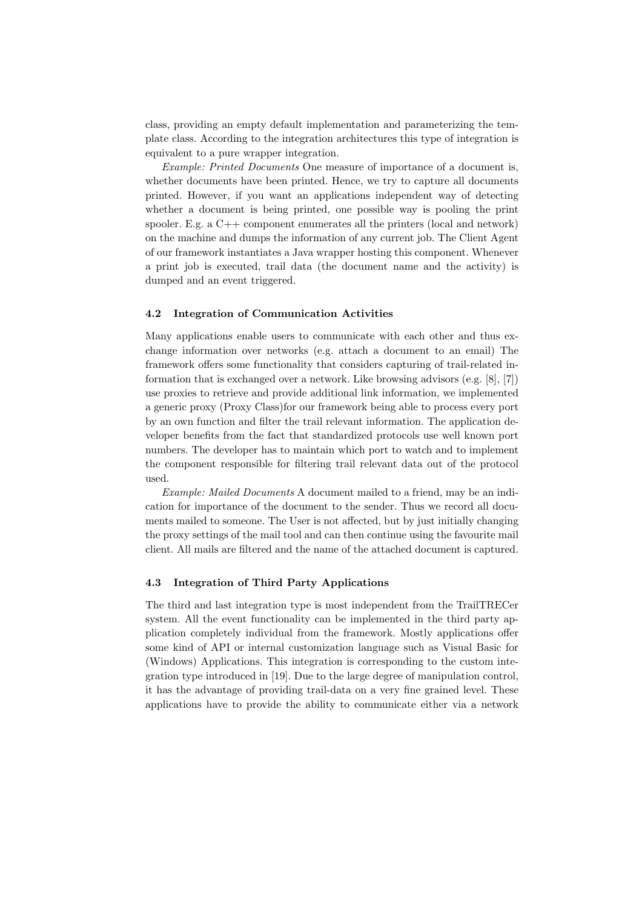class, providing an empty default implementation and parameterizing the template class. According to the integration architectures this type of integration is equivalent to a pure wrapper integration.

*Example: Printed Documents* One measure of importance of a document is, whether documents have been printed. Hence, we try to capture all documents printed. However, if you want an applications independent way of detecting whether a document is being printed, one possible way is pooling the print spooler. E.g. a C++ component enumerates all the printers (local and network) on the machine and dumps the information of any current job. The Client Agent of our framework instantiates a Java wrapper hosting this component. Whenever a print job is executed, trail data (the document name and the activity) is dumped and an event triggered.

### 4.2 Integration of Communication Activities

Many applications enable users to communicate with each other and thus exchange information over networks (e.g. attach a document to an email) The framework offers some functionality that considers capturing of trail-related information that is exchanged over a network. Like browsing advisors (e.g. [8], [7]) use proxies to retrieve and provide additional link information, we implemented a generic proxy (Proxy Class)for our framework being able to process every port by an own function and filter the trail relevant information. The application developer benefits from the fact that standardized protocols use well known port numbers. The developer has to maintain which port to watch and to implement the component responsible for filtering trail relevant data out of the protocol used.

*Example: Mailed Documents* A document mailed to a friend, may be an indication for importance of the document to the sender. Thus we record all documents mailed to someone. The User is not affected, but by just initially changing the proxy settings of the mail tool and can then continue using the favourite mail client. All mails are filtered and the name of the attached document is captured.

### 4.3 Integration of Third Party Applications

The third and last integration type is most independent from the TrailTRECer system. All the event functionality can be implemented in the third party application completely individual from the framework. Mostly applications offer some kind of API or internal customization language such as Visual Basic for (Windows) Applications. This integration is corresponding to the custom integration type introduced in [19]. Due to the large degree of manipulation control, it has the advantage of providing trail-data on a very fine grained level. These applications have to provide the ability to communicate either via a network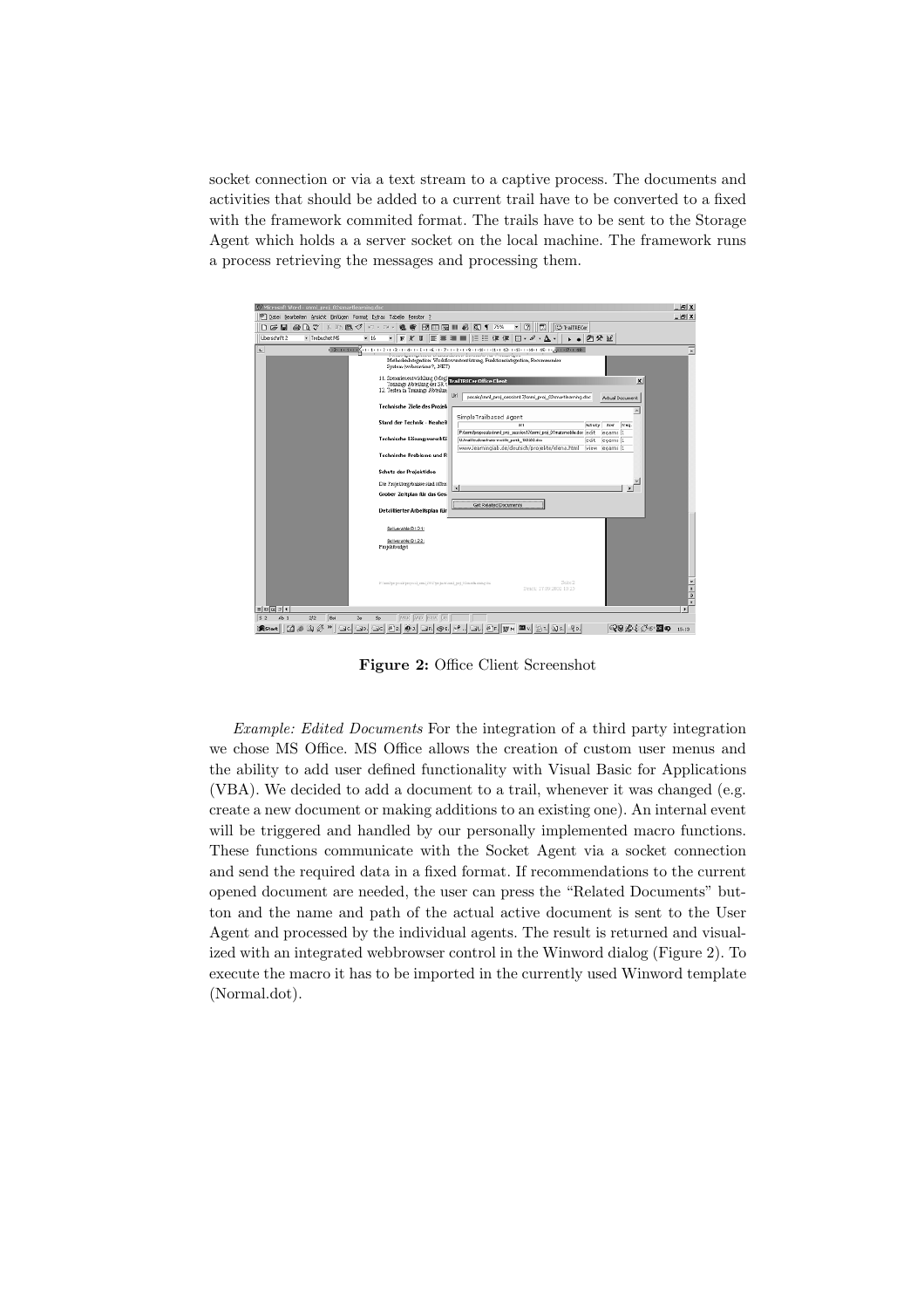socket connection or via a text stream to a captive process. The documents and activities that should be added to a current trail have to be converted to a fixed with the framework commited format. The trails have to be sent to the Storage Agent which holds a a server socket on the local machine. The framework runs a process retrieving the messages and processing them.

**Figure 2:** Office Client Screenshot

*Example: Edited Documents* For the integration of a third party integration we chose MS Office. MS Office allows the creation of custom user menus and the ability to add user defined functionality with Visual Basic for Applications (VBA). We decided to add a document to a trail, whenever it was changed (e.g. create a new document or making additions to an existing one). An internal event will be triggered and handled by our personally implemented macro functions. These functions communicate with the Socket Agent via a socket connection and send the required data in a fixed format. If recommendations to the current opened document are needed, the user can press the "Related Documents" button and the name and path of the actual active document is sent to the User Agent and processed by the individual agents. The result is returned and visualized with an integrated webbrowser control in the Winword dialog (Figure 2). To execute the macro it has to be imported in the currently used Winword template (Normal.dot).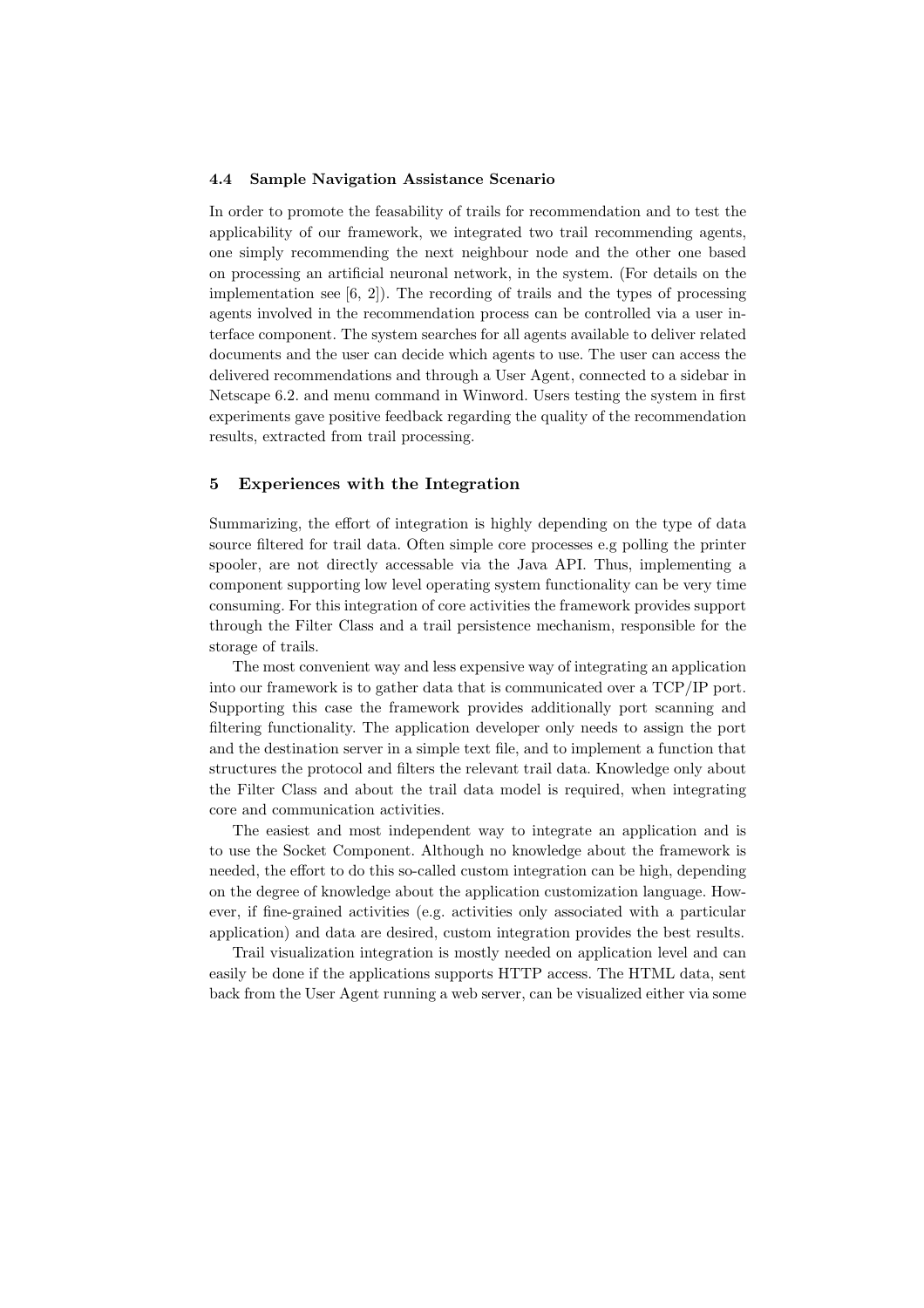### 4.4 Sample Navigation Assistance Scenario

In order to promote the feasability of trails for recommendation and to test the applicability of our framework, we integrated two trail recommending agents, one simply recommending the next neighbour node and the other one based on processing an artificial neuronal network, in the system. (For details on the implementation see [6, 2]). The recording of trails and the types of processing agents involved in the recommendation process can be controlled via a user interface component. The system searches for all agents available to deliver related documents and the user can decide which agents to use. The user can access the delivered recommendations and through a User Agent, connected to a sidebar in Netscape 6.2. and menu command in Winword. Users testing the system in first experiments gave positive feedback regarding the quality of the recommendation results, extracted from trail processing.

## 5 Experiences with the Integration

Summarizing, the effort of integration is highly depending on the type of data source filtered for trail data. Often simple core processes e.g polling the printer spooler, are not directly accessable via the Java API. Thus, implementing a component supporting low level operating system functionality can be very time consuming. For this integration of core activities the framework provides support through the Filter Class and a trail persistence mechanism, responsible for the storage of trails.

The most convenient way and less expensive way of integrating an application into our framework is to gather data that is communicated over a TCP/IP port. Supporting this case the framework provides additionally port scanning and filtering functionality. The application developer only needs to assign the port and the destination server in a simple text file, and to implement a function that structures the protocol and filters the relevant trail data. Knowledge only about the Filter Class and about the trail data model is required, when integrating core and communication activities.

The easiest and most independent way to integrate an application and is to use the Socket Component. Although no knowledge about the framework is needed, the effort to do this so-called custom integration can be high, depending on the degree of knowledge about the application customization language. However, if fine-grained activities (e.g. activities only associated with a particular application) and data are desired, custom integration provides the best results.

Trail visualization integration is mostly needed on application level and can easily be done if the applications supports HTTP access. The HTML data, sent back from the User Agent running a web server, can be visualized either via some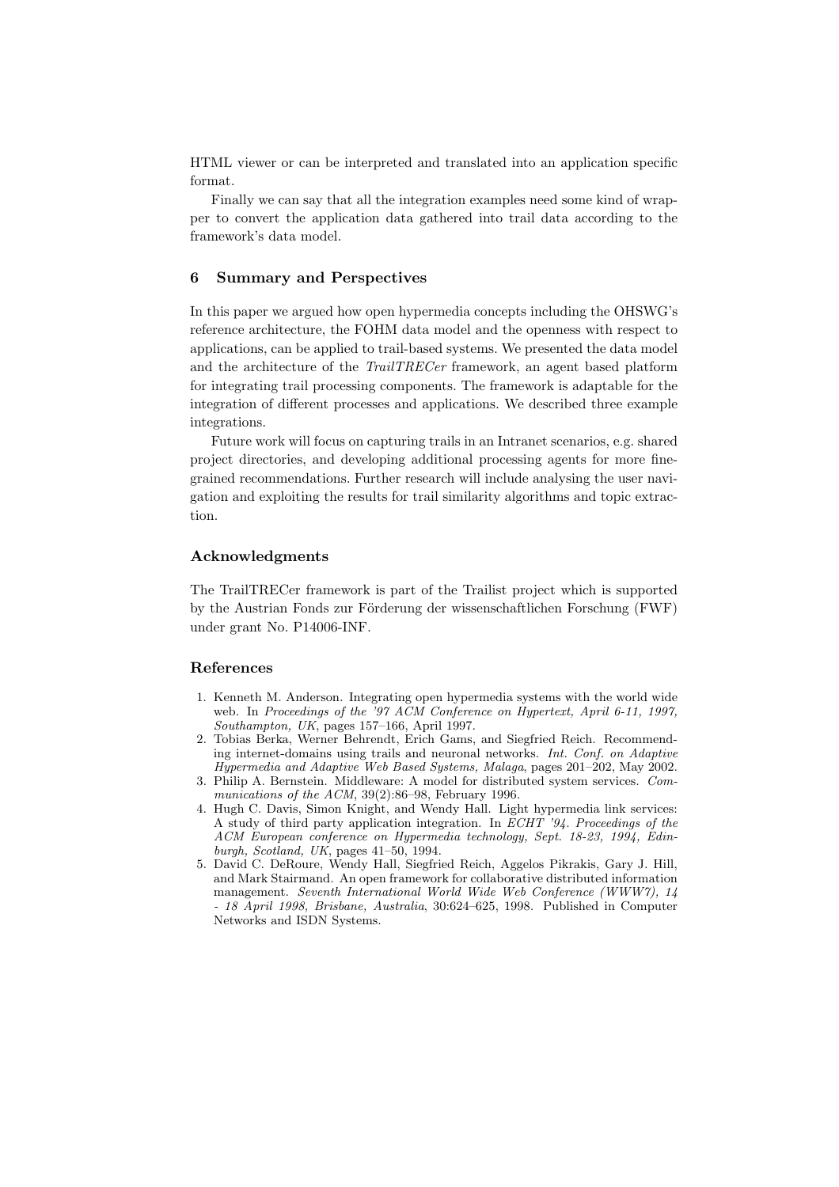HTML viewer or can be interpreted and translated into an application specific format.

Finally we can say that all the integration examples need some kind of wrapper to convert the application data gathered into trail data according to the framework's data model.

## 6 Summary and Perspectives

In this paper we argued how open hypermedia concepts including the OHSWG's reference architecture, the FOHM data model and the openness with respect to applications, can be applied to trail-based systems. We presented the data model and the architecture of the *TrailTRECer* framework, an agent based platform for integrating trail processing components. The framework is adaptable for the integration of different processes and applications. We described three example integrations.

Future work will focus on capturing trails in an Intranet scenarios, e.g. shared project directories, and developing additional processing agents for more fine-grained recommendations. Further research will include analysing the user navigation and exploiting the results for trail similarity algorithms and topic extraction.

### Acknowledgments

The TrailTRECer framework is part of the Trailist project which is supported by the Austrian Fonds zur Förderung der wissenschaftlichen Forschung (FWF) under grant No. P14006-INF.

### References

1. Kenneth M. Anderson. Integrating open hypermedia systems with the world wide web. In *Proceedings of the '97 ACM Conference on Hypertext, April 6-11, 1997, Southampton, UK*, pages 157–166, April 1997.
2. Tobias Berka, Werner Behrendt, Erich Gams, and Siegfried Reich. Recommending internet-domains using trails and neuronal networks. *Int. Conf. on Adaptive Hypermedia and Adaptive Web Based Systems, Malaga*, pages 201–202, May 2002.
3. Philip A. Bernstein. Middleware: A model for distributed system services. *Communications of the ACM*, 39(2):86–98, February 1996.
4. Hugh C. Davis, Simon Knight, and Wendy Hall. Light hypermedia link services: A study of third party application integration. In *ECHT '94. Proceedings of the ACM European conference on Hypermedia technology, Sept. 18-23, 1994, Edinburgh, Scotland, UK*, pages 41–50, 1994.
5. David C. DeRoure, Wendy Hall, Siegfried Reich, Aggelos Pikrakis, Gary J. Hill, and Mark Stairmand. An open framework for collaborative distributed information management. *Seventh International World Wide Web Conference (WWW7), 14 - 18 April 1998, Brisbane, Australia*, 30:624–625, 1998. Published in Computer Networks and ISDN Systems.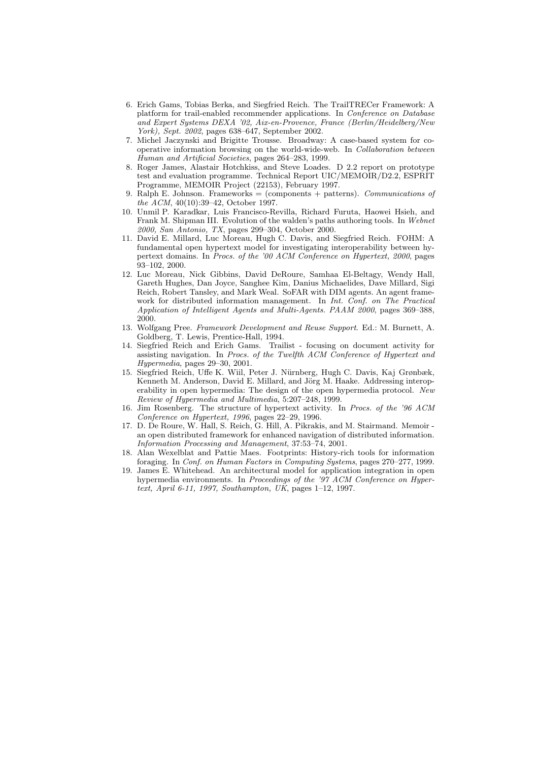6. Erich Gams, Tobias Berka, and Siegfried Reich. The TrailTRECer Framework: A platform for trail-enabled recommender applications. In *Conference on Database and Expert Systems DEXA '02, Aix-en-Provence, France (Berlin/Heidelberg/New York), Sept. 2002*, pages 638–647, September 2002.
7. Michel Jaczynski and Brigitte Trousse. Broadway: A case-based system for cooperative information browsing on the world-wide-web. In *Collaboration between Human and Artificial Societies*, pages 264–283, 1999.
8. Roger James, Alastair Hotchkiss, and Steve Loades. D 2.2 report on prototype test and evaluation programme. Technical Report UIC/MEMOIR/D2.2, ESPRIT Programme, MEMOIR Project (22153), February 1997.
9. Ralph E. Johnson. Frameworks = (components + patterns). *Communications of the ACM*, 40(10):39–42, October 1997.
10. Unmil P. Karadkar, Luis Francisco-Revilla, Richard Furuta, Haowei Hsieh, and Frank M. Shipman III. Evolution of the walden's paths authoring tools. In *Webnet 2000, San Antonio, TX*, pages 299–304, October 2000.
11. David E. Millard, Luc Moreau, Hugh C. Davis, and Siegfried Reich. FOHM: A fundamental open hypertext model for investigating interoperability between hypertext domains. In *Procs. of the '00 ACM Conference on Hypertext, 2000*, pages 93–102, 2000.
12. Luc Moreau, Nick Gibbins, David DeRoure, Samhaa El-Beltagy, Wendy Hall, Gareth Hughes, Dan Joyce, Sanghee Kim, Danius Michaelides, Dave Millard, Sigi Reich, Robert Tansley, and Mark Weal. SoFAR with DIM agents. An agent framework for distributed information management. In *Int. Conf. on The Practical Application of Intelligent Agents and Multi-Agents. PAAM 2000*, pages 369–388, 2000.
13. Wolfgang Pree. *Framework Development and Reuse Support*. Ed.: M. Burnett, A. Goldberg, T. Lewis, Prentice-Hall, 1994.
14. Siegfried Reich and Erich Gams. Trailist - focusing on document activity for assisting navigation. In *Procs. of the Twelfth ACM Conference of Hypertext and Hypermedia*, pages 29–30, 2001.
15. Siegfried Reich, Uffe K. Wiil, Peter J. Nürnberg, Hugh C. Davis, Kaj Grønbæk, Kenneth M. Anderson, David E. Millard, and Jörg M. Haake. Addressing interoperability in open hypermedia: The design of the open hypermedia protocol. *New Review of Hypermedia and Multimedia*, 5:207–248, 1999.
16. Jim Rosenberg. The structure of hypertext activity. In *Procs. of the '96 ACM Conference on Hypertext, 1996*, pages 22–29, 1996.
17. D. De Roure, W. Hall, S. Reich, G. Hill, A. Pikrakis, and M. Stairmand. Memoir - an open distributed framework for enhanced navigation of distributed information. *Information Processing and Management*, 37:53–74, 2001.
18. Alan Wexelblat and Pattie Maes. Footprints: History-rich tools for information foraging. In *Conf. on Human Factors in Computing Systems*, pages 270–277, 1999.
19. James E. Whitehead. An architectural model for application integration in open hypermedia environments. In *Proceedings of the '97 ACM Conference on Hypertext, April 6-11, 1997, Southampton, UK*, pages 1–12, 1997.